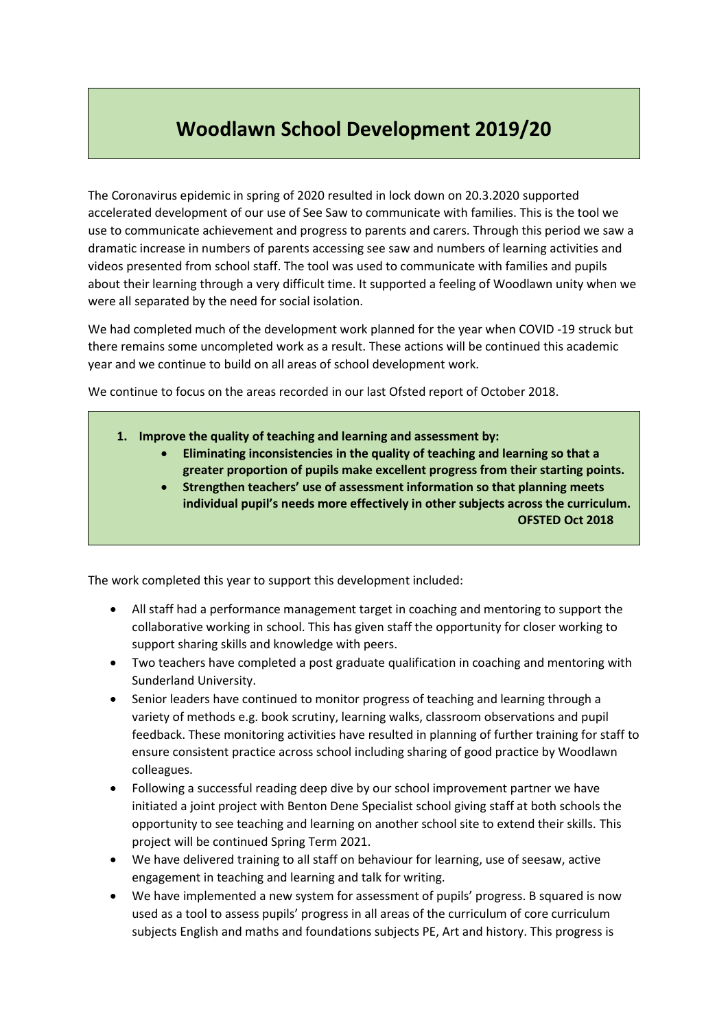# Woodlawn School Development 2019/20

The Coronavirus epidemic in spring of 2020 resulted in lock down on 20.3.2020 supported accelerated development of our use of See Saw to communicate with families. This is the tool we use to communicate achievement and progress to parents and carers. Through this period we saw a dramatic increase in numbers of parents accessing see saw and numbers of learning activities and videos presented from school staff. The tool was used to communicate with families and pupils about their learning through a very difficult time. It supported a feeling of Woodlawn unity when we were all separated by the need for social isolation.

We had completed much of the development work planned for the year when COVID -19 struck but there remains some uncompleted work as a result. These actions will be continued this academic year and we continue to build on all areas of school development work.

We continue to focus on the areas recorded in our last Ofsted report of October 2018.

1. **Improve the quality of teaching and learning and assessment by:**
   - **Eliminating inconsistencies in the quality of teaching and learning so that a greater proportion of pupils make excellent progress from their starting points.**
   - **Strengthen teachers' use of assessment information so that planning meets individual pupil's needs more effectively in other subjects across the curriculum.**

**OFSTED Oct 2018**

The work completed this year to support this development included:

- All staff had a performance management target in coaching and mentoring to support the collaborative working in school. This has given staff the opportunity for closer working to support sharing skills and knowledge with peers.
- Two teachers have completed a post graduate qualification in coaching and mentoring with Sunderland University.
- Senior leaders have continued to monitor progress of teaching and learning through a variety of methods e.g. book scrutiny, learning walks, classroom observations and pupil feedback. These monitoring activities have resulted in planning of further training for staff to ensure consistent practice across school including sharing of good practice by Woodlawn colleagues.
- Following a successful reading deep dive by our school improvement partner we have initiated a joint project with Benton Dene Specialist school giving staff at both schools the opportunity to see teaching and learning on another school site to extend their skills. This project will be continued Spring Term 2021.
- We have delivered training to all staff on behaviour for learning, use of seesaw, active engagement in teaching and learning and talk for writing.
- We have implemented a new system for assessment of pupils' progress. B squared is now used as a tool to assess pupils' progress in all areas of the curriculum of core curriculum subjects English and maths and foundations subjects PE, Art and history. This progress is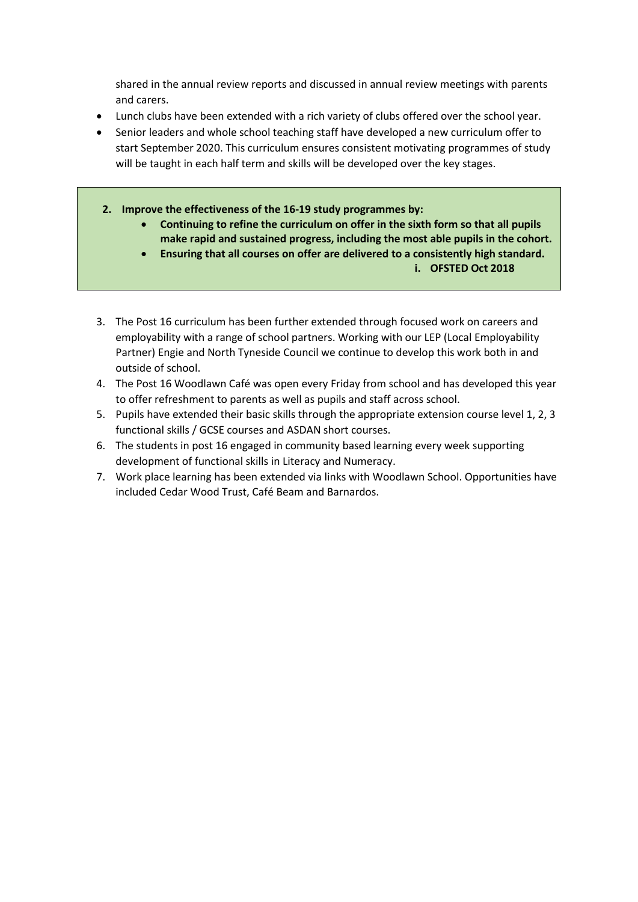shared in the annual review reports and discussed in annual review meetings with parents and carers.

- Lunch clubs have been extended with a rich variety of clubs offered over the school year.
- Senior leaders and whole school teaching staff have developed a new curriculum offer to start September 2020. This curriculum ensures consistent motivating programmes of study will be taught in each half term and skills will be developed over the key stages.

**2. Improve the effectiveness of the 16-19 study programmes by:**

- **Continuing to refine the curriculum on offer in the sixth form so that all pupils make rapid and sustained progress, including the most able pupils in the cohort.**
- **Ensuring that all courses on offer are delivered to a consistently high standard.**

    **i. OFSTED Oct 2018**

3. The Post 16 curriculum has been further extended through focused work on careers and employability with a range of school partners. Working with our LEP (Local Employability Partner) Engie and North Tyneside Council we continue to develop this work both in and outside of school.
4. The Post 16 Woodlawn Café was open every Friday from school and has developed this year to offer refreshment to parents as well as pupils and staff across school.
5. Pupils have extended their basic skills through the appropriate extension course level 1, 2, 3 functional skills / GCSE courses and ASDAN short courses.
6. The students in post 16 engaged in community based learning every week supporting development of functional skills in Literacy and Numeracy.
7. Work place learning has been extended via links with Woodlawn School. Opportunities have included Cedar Wood Trust, Café Beam and Barnardos.